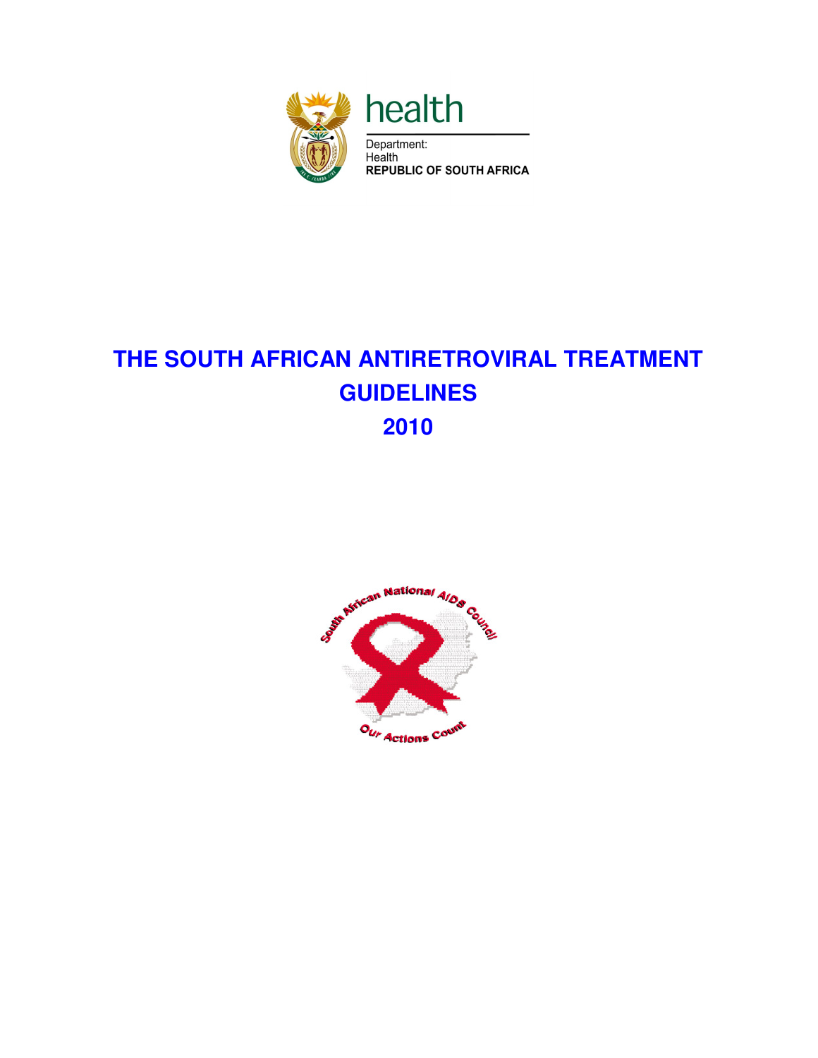health

Department:
Health
REPUBLIC OF SOUTH AFRICA

# THE SOUTH AFRICAN ANTIRETROVIRAL TREATMENT GUIDELINES 2010

South African National AIDS Council

Our Actions Count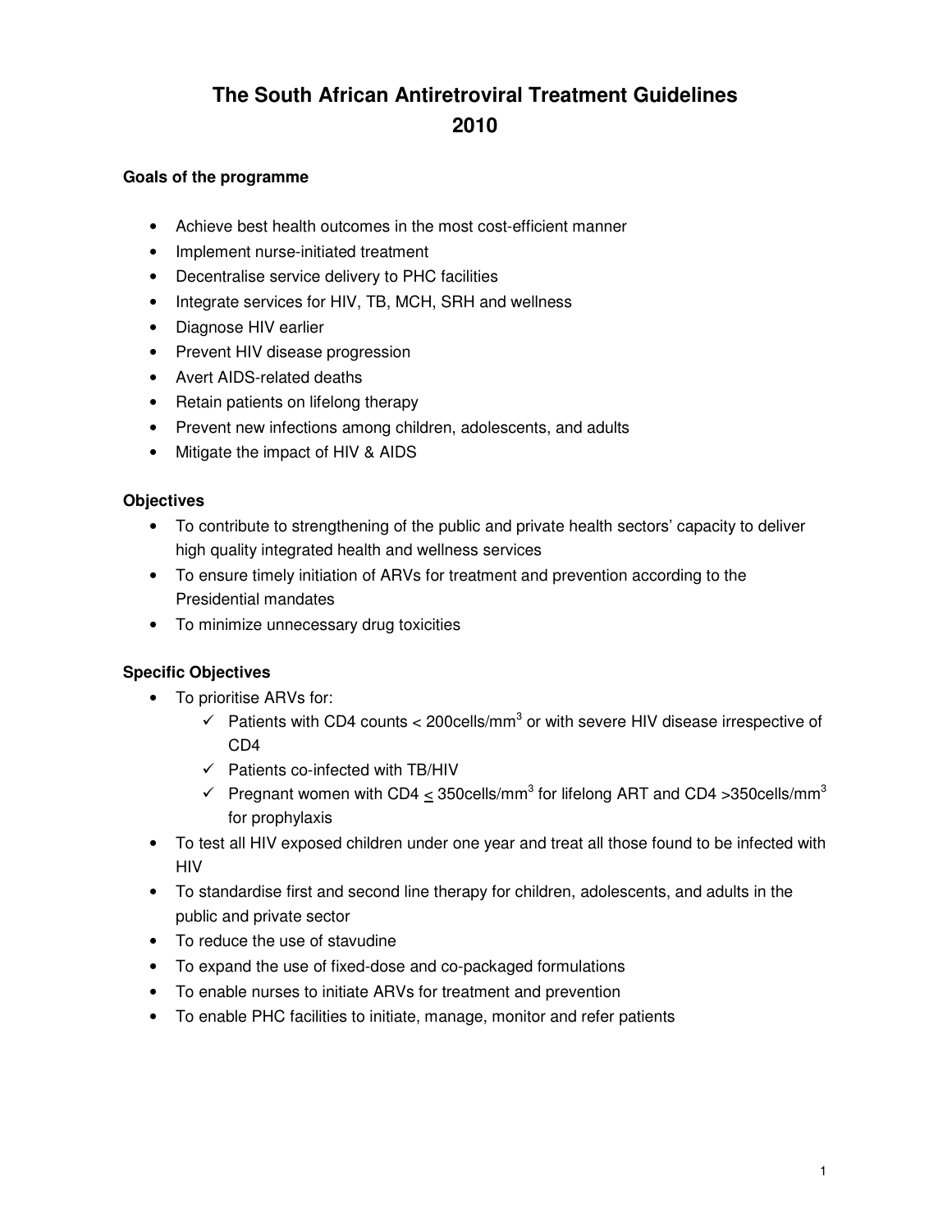# The South African Antiretroviral Treatment Guidelines 2010

### Goals of the programme

- Achieve best health outcomes in the most cost-efficient manner
- Implement nurse-initiated treatment
- Decentralise service delivery to PHC facilities
- Integrate services for HIV, TB, MCH, SRH and wellness
- Diagnose HIV earlier
- Prevent HIV disease progression
- Avert AIDS-related deaths
- Retain patients on lifelong therapy
- Prevent new infections among children, adolescents, and adults
- Mitigate the impact of HIV & AIDS

### Objectives

- To contribute to strengthening of the public and private health sectors' capacity to deliver high quality integrated health and wellness services
- To ensure timely initiation of ARVs for treatment and prevention according to the Presidential mandates
- To minimize unnecessary drug toxicities

### Specific Objectives

- To prioritise ARVs for:
  - ✓ Patients with CD4 counts < 200cells/$mm^3$ or with severe HIV disease irrespective of CD4
  - ✓ Patients co-infected with TB/HIV
  - ✓ Pregnant women with CD4 $\leq$ 350cells/$mm^3$ for lifelong ART and CD4 >350cells/$mm^3$ for prophylaxis
- To test all HIV exposed children under one year and treat all those found to be infected with HIV
- To standardise first and second line therapy for children, adolescents, and adults in the public and private sector
- To reduce the use of stavudine
- To expand the use of fixed-dose and co-packaged formulations
- To enable nurses to initiate ARVs for treatment and prevention
- To enable PHC facilities to initiate, manage, monitor and refer patients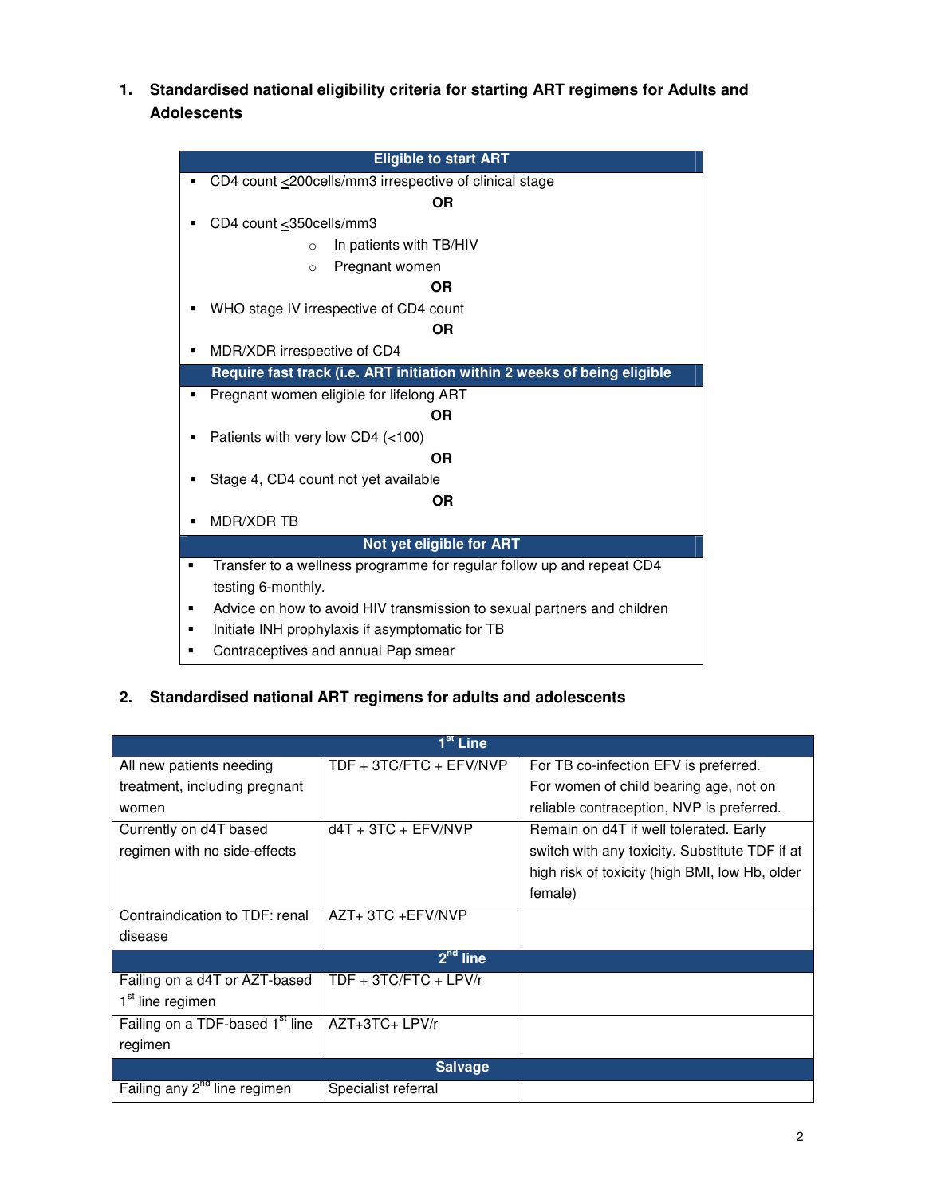## 1. Standardised national eligibility criteria for starting ART regimens for Adults and Adolescents

| Eligible to start ART |
|---|
| ▪ CD4 count ≤200cells/mm3 irrespective of clinical stage<br>**OR**<br>▪ CD4 count ≤350cells/mm3<br>  ○ In patients with TB/HIV<br>  ○ Pregnant women<br>**OR**<br>▪ WHO stage IV irrespective of CD4 count<br>**OR**<br>▪ MDR/XDR irrespective of CD4 |
| **Require fast track (i.e. ART initiation within 2 weeks of being eligible** |
| ▪ Pregnant women eligible for lifelong ART<br>**OR**<br>▪ Patients with very low CD4 (<100)<br>**OR**<br>▪ Stage 4, CD4 count not yet available<br>**OR**<br>▪ MDR/XDR TB |
| **Not yet eligible for ART** |
| ▪ Transfer to a wellness programme for regular follow up and repeat CD4 testing 6-monthly.<br>▪ Advice on how to avoid HIV transmission to sexual partners and children<br>▪ Initiate INH prophylaxis if asymptomatic for TB<br>▪ Contraceptives and annual Pap smear |

## 2. Standardised national ART regimens for adults and adolescents

| 1st Line | | |
|---|---|---|
| All new patients needing treatment, including pregnant women | TDF + 3TC/FTC + EFV/NVP | For TB co-infection EFV is preferred. For women of child bearing age, not on reliable contraception, NVP is preferred. |
| Currently on d4T based regimen with no side-effects | d4T + 3TC + EFV/NVP | Remain on d4T if well tolerated. Early switch with any toxicity. Substitute TDF if at high risk of toxicity (high BMI, low Hb, older female) |
| Contraindication to TDF: renal disease | AZT+ 3TC +EFV/NVP | |
| **2nd line** | | |
| Failing on a d4T or AZT-based 1st line regimen | TDF + 3TC/FTC + LPV/r | |
| Failing on a TDF-based 1st line regimen | AZT+3TC+ LPV/r | |
| **Salvage** | | |
| Failing any 2nd line regimen | Specialist referral | |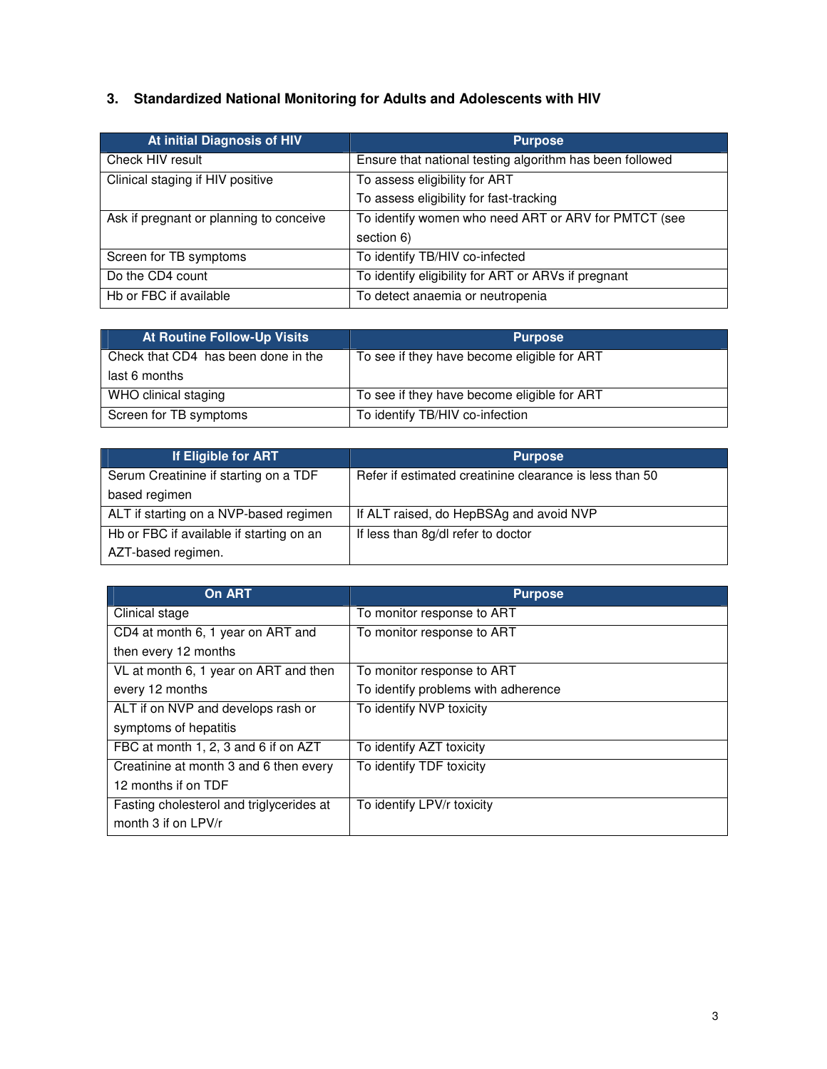## 3. Standardized National Monitoring for Adults and Adolescents with HIV

| At initial Diagnosis of HIV | Purpose |
|---|---|
| Check HIV result | Ensure that national testing algorithm has been followed |
| Clinical staging if HIV positive | To assess eligibility for ART<br>To assess eligibility for fast-tracking |
| Ask if pregnant or planning to conceive | To identify women who need ART or ARV for PMTCT (see section 6) |
| Screen for TB symptoms | To identify TB/HIV co-infected |
| Do the CD4 count | To identify eligibility for ART or ARVs if pregnant |
| Hb or FBC if available | To detect anaemia or neutropenia |

| At Routine Follow-Up Visits | Purpose |
|---|---|
| Check that CD4 has been done in the last 6 months | To see if they have become eligible for ART |
| WHO clinical staging | To see if they have become eligible for ART |
| Screen for TB symptoms | To identify TB/HIV co-infection |

| If Eligible for ART | Purpose |
|---|---|
| Serum Creatinine if starting on a TDF based regimen | Refer if estimated creatinine clearance is less than 50 |
| ALT if starting on a NVP-based regimen | If ALT raised, do HepBSAg and avoid NVP |
| Hb or FBC if available if starting on an AZT-based regimen. | If less than 8g/dl refer to doctor |

| On ART | Purpose |
|---|---|
| Clinical stage | To monitor response to ART |
| CD4 at month 6, 1 year on ART and then every 12 months | To monitor response to ART |
| VL at month 6, 1 year on ART and then every 12 months | To monitor response to ART<br>To identify problems with adherence |
| ALT if on NVP and develops rash or symptoms of hepatitis | To identify NVP toxicity |
| FBC at month 1, 2, 3 and 6 if on AZT | To identify AZT toxicity |
| Creatinine at month 3 and 6 then every 12 months if on TDF | To identify TDF toxicity |
| Fasting cholesterol and triglycerides at month 3 if on LPV/r | To identify LPV/r toxicity |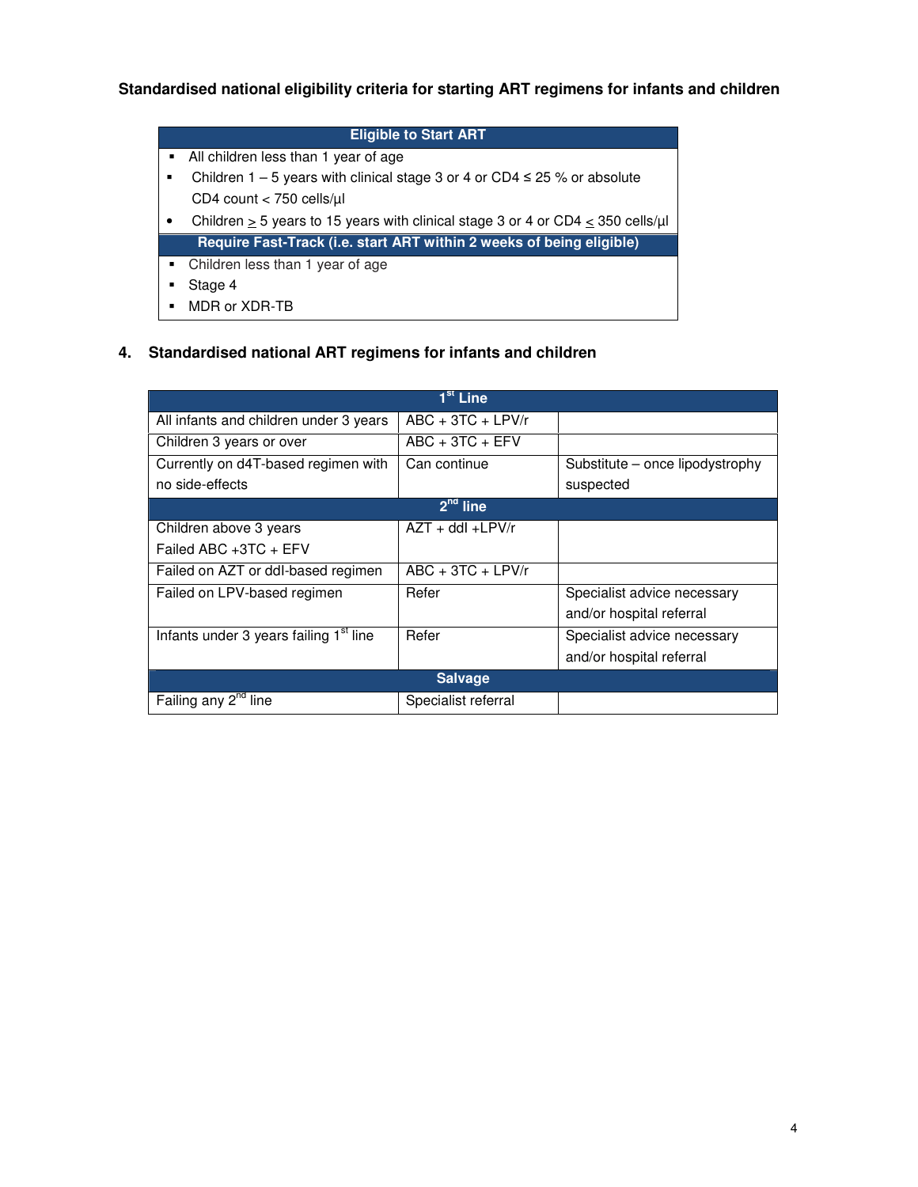**Standardised national eligibility criteria for starting ART regimens for infants and children**

| Eligible to Start ART |
|---|
| ▪ All children less than 1 year of age |
| ▪ Children 1 – 5 years with clinical stage 3 or 4 or CD4 ≤ 25 % or absolute CD4 count < 750 cells/µl |
| • Children ≥ 5 years to 15 years with clinical stage 3 or 4 or CD4 ≤ 350 cells/µl |
| **Require Fast-Track (i.e. start ART within 2 weeks of being eligible)** |
| ▪ Children less than 1 year of age |
| ▪ Stage 4 |
| ▪ MDR or XDR-TB |

## 4. Standardised national ART regimens for infants and children

| 1st Line | | |
|---|---|---|
| All infants and children under 3 years | ABC + 3TC + LPV/r | |
| Children 3 years or over | ABC + 3TC + EFV | |
| Currently on d4T-based regimen with no side-effects | Can continue | Substitute – once lipodystrophy suspected |
| **2nd line** | | |
| Children above 3 years Failed ABC +3TC + EFV | AZT + ddI +LPV/r | |
| Failed on AZT or ddI-based regimen | ABC + 3TC + LPV/r | |
| Failed on LPV-based regimen | Refer | Specialist advice necessary and/or hospital referral |
| Infants under 3 years failing 1st line | Refer | Specialist advice necessary and/or hospital referral |
| **Salvage** | | |
| Failing any 2nd line | Specialist referral | |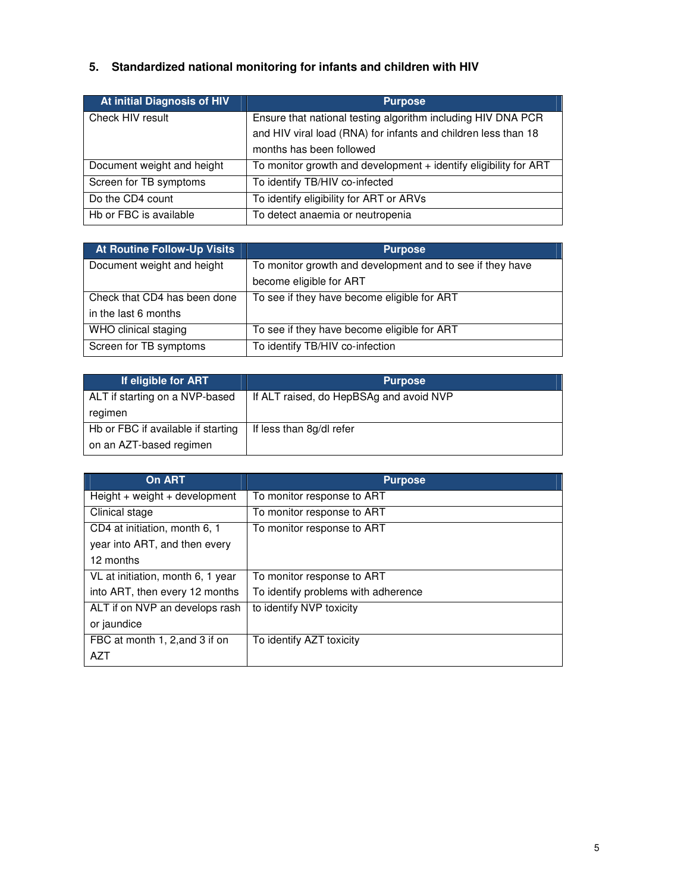## 5. Standardized national monitoring for infants and children with HIV

| At initial Diagnosis of HIV | Purpose |
|---|---|
| Check HIV result | Ensure that national testing algorithm including HIV DNA PCR and HIV viral load (RNA) for infants and children less than 18 months has been followed |
| Document weight and height | To monitor growth and development + identify eligibility for ART |
| Screen for TB symptoms | To identify TB/HIV co-infected |
| Do the CD4 count | To identify eligibility for ART or ARVs |
| Hb or FBC is available | To detect anaemia or neutropenia |

| At Routine Follow-Up Visits | Purpose |
|---|---|
| Document weight and height | To monitor growth and development and to see if they have become eligible for ART |
| Check that CD4 has been done in the last 6 months | To see if they have become eligible for ART |
| WHO clinical staging | To see if they have become eligible for ART |
| Screen for TB symptoms | To identify TB/HIV co-infection |

| If eligible for ART | Purpose |
|---|---|
| ALT if starting on a NVP-based regimen | If ALT raised, do HepBSAg and avoid NVP |
| Hb or FBC if available if starting on an AZT-based regimen | If less than 8g/dl refer |

| On ART | Purpose |
|---|---|
| Height + weight + development | To monitor response to ART |
| Clinical stage | To monitor response to ART |
| CD4 at initiation, month 6, 1 year into ART, and then every 12 months | To monitor response to ART |
| VL at initiation, month 6, 1 year into ART, then every 12 months | To monitor response to ART<br>To identify problems with adherence |
| ALT if on NVP an develops rash or jaundice | to identify NVP toxicity |
| FBC at month 1, 2,and 3 if on AZT | To identify AZT toxicity |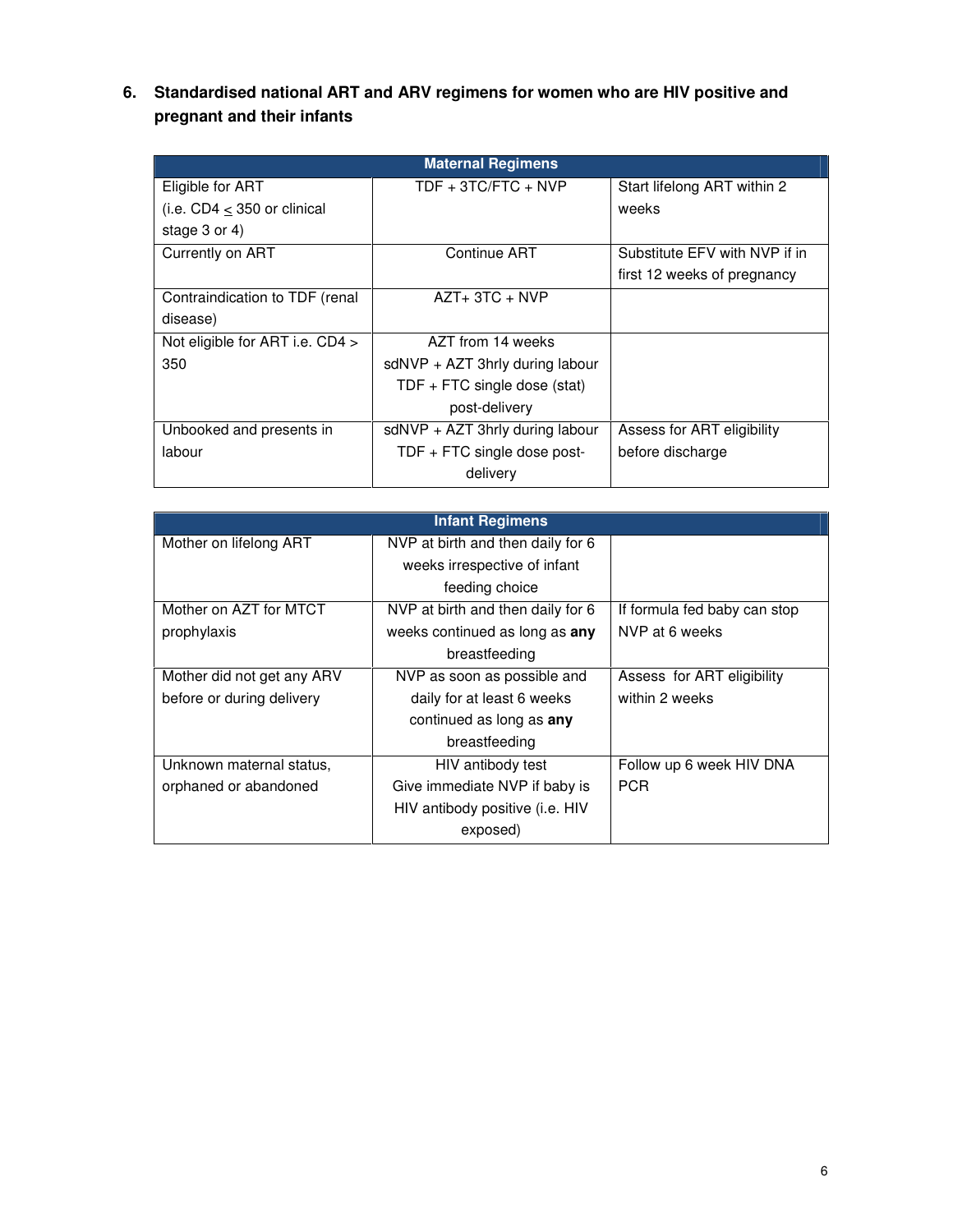## 6. Standardised national ART and ARV regimens for women who are HIV positive and pregnant and their infants

| Maternal Regimens | | |
|---|---|---|
| Eligible for ART (i.e. CD4 ≤ 350 or clinical stage 3 or 4) | TDF + 3TC/FTC + NVP | Start lifelong ART within 2 weeks |
| Currently on ART | Continue ART | Substitute EFV with NVP if in first 12 weeks of pregnancy |
| Contraindication to TDF (renal disease) | AZT+ 3TC + NVP | |
| Not eligible for ART i.e. CD4 > 350 | AZT from 14 weeks<br>sdNVP + AZT 3hrly during labour<br>TDF + FTC single dose (stat) post-delivery | |
| Unbooked and presents in labour | sdNVP + AZT 3hrly during labour<br>TDF + FTC single dose post-delivery | Assess for ART eligibility before discharge |

| Infant Regimens | | |
|---|---|---|
| Mother on lifelong ART | NVP at birth and then daily for 6 weeks irrespective of infant feeding choice | |
| Mother on AZT for MTCT prophylaxis | NVP at birth and then daily for 6 weeks continued as long as **any** breastfeeding | If formula fed baby can stop NVP at 6 weeks |
| Mother did not get any ARV before or during delivery | NVP as soon as possible and daily for at least 6 weeks continued as long as **any** breastfeeding | Assess for ART eligibility within 2 weeks |
| Unknown maternal status, orphaned or abandoned | HIV antibody test<br>Give immediate NVP if baby is HIV antibody positive (i.e. HIV exposed) | Follow up 6 week HIV DNA PCR |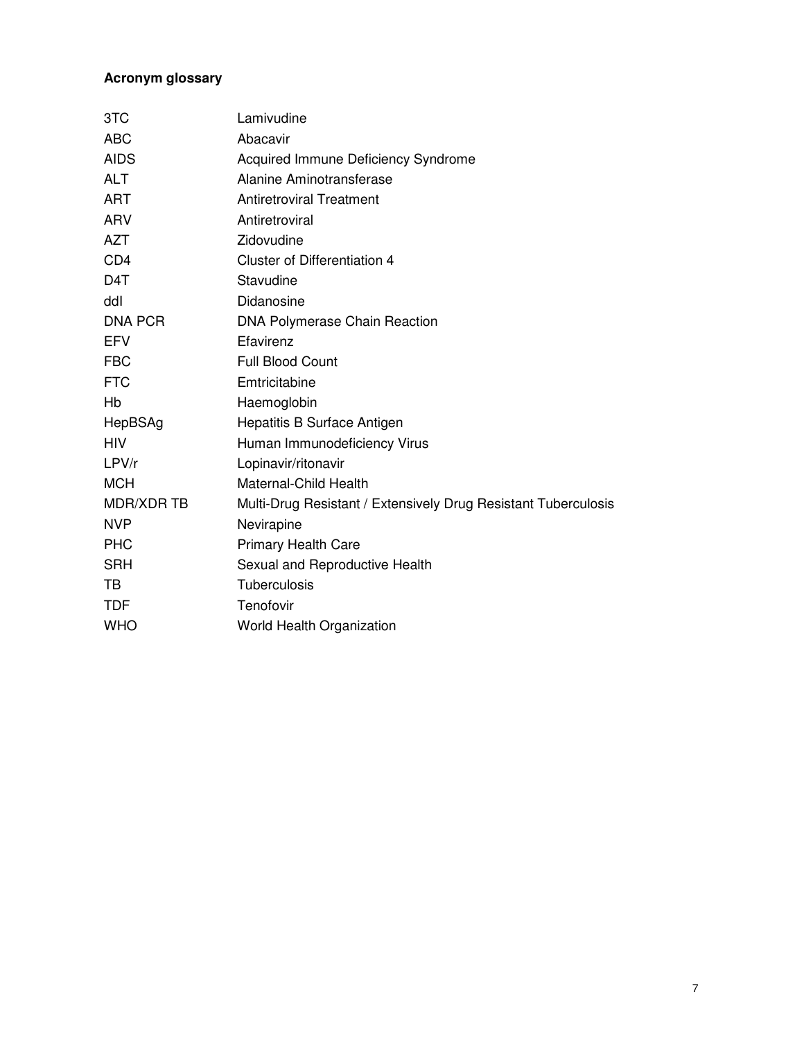**Acronym glossary**

| | |
|---|---|
| 3TC | Lamivudine |
| ABC | Abacavir |
| AIDS | Acquired Immune Deficiency Syndrome |
| ALT | Alanine Aminotransferase |
| ART | Antiretroviral Treatment |
| ARV | Antiretroviral |
| AZT | Zidovudine |
| CD4 | Cluster of Differentiation 4 |
| D4T | Stavudine |
| ddI | Didanosine |
| DNA PCR | DNA Polymerase Chain Reaction |
| EFV | Efavirenz |
| FBC | Full Blood Count |
| FTC | Emtricitabine |
| Hb | Haemoglobin |
| HepBSAg | Hepatitis B Surface Antigen |
| HIV | Human Immunodeficiency Virus |
| LPV/r | Lopinavir/ritonavir |
| MCH | Maternal-Child Health |
| MDR/XDR TB | Multi-Drug Resistant / Extensively Drug Resistant Tuberculosis |
| NVP | Nevirapine |
| PHC | Primary Health Care |
| SRH | Sexual and Reproductive Health |
| TB | Tuberculosis |
| TDF | Tenofovir |
| WHO | World Health Organization |